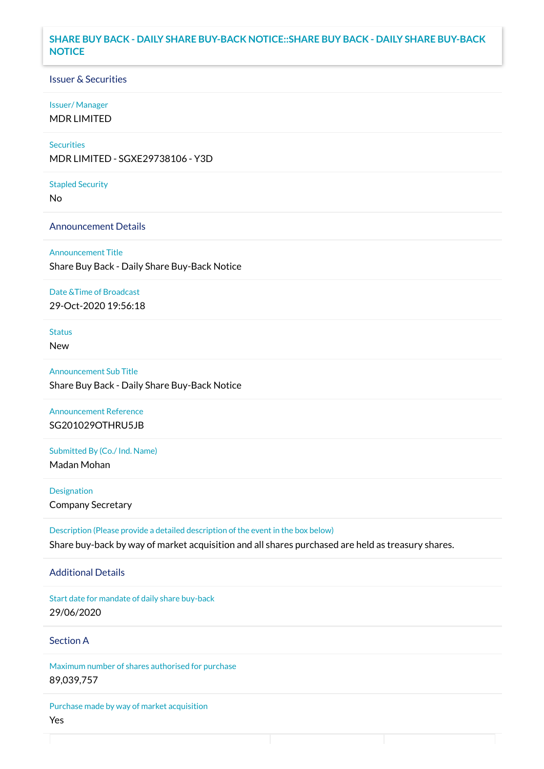# SHARE BUY BACK - DAILY SHARE BUY-BACK NOTICE::SHARE BUY BACK - DAILY SHARE BUY-BACK NOTICE

## Issuer & Securities

**Issuer/ Manager**

MDR LIMITED

**Securities**

MDR LIMITED - SGXE29738106 - Y3D

**Stapled Security**

No

## Announcement Details

**Announcement Title**

Share Buy Back - Daily Share Buy-Back Notice

**Date &Time of Broadcast**

29-Oct-2020 19:56:18

**Status**

New

**Announcement Sub Title**

Share Buy Back - Daily Share Buy-Back Notice

**Announcement Reference**

SG201029OTHRU5JB

**Submitted By (Co./ Ind. Name)**

Madan Mohan

**Designation**

Company Secretary

**Description (Please provide a detailed description of the event in the box below)**

Share buy-back by way of market acquisition and all shares purchased are held as treasury shares.

## Additional Details

**Start date for mandate of daily share buy-back**

29/06/2020

## Section A

**Maximum number of shares authorised for purchase**

89,039,757

**Purchase made by way of market acquisition**

Yes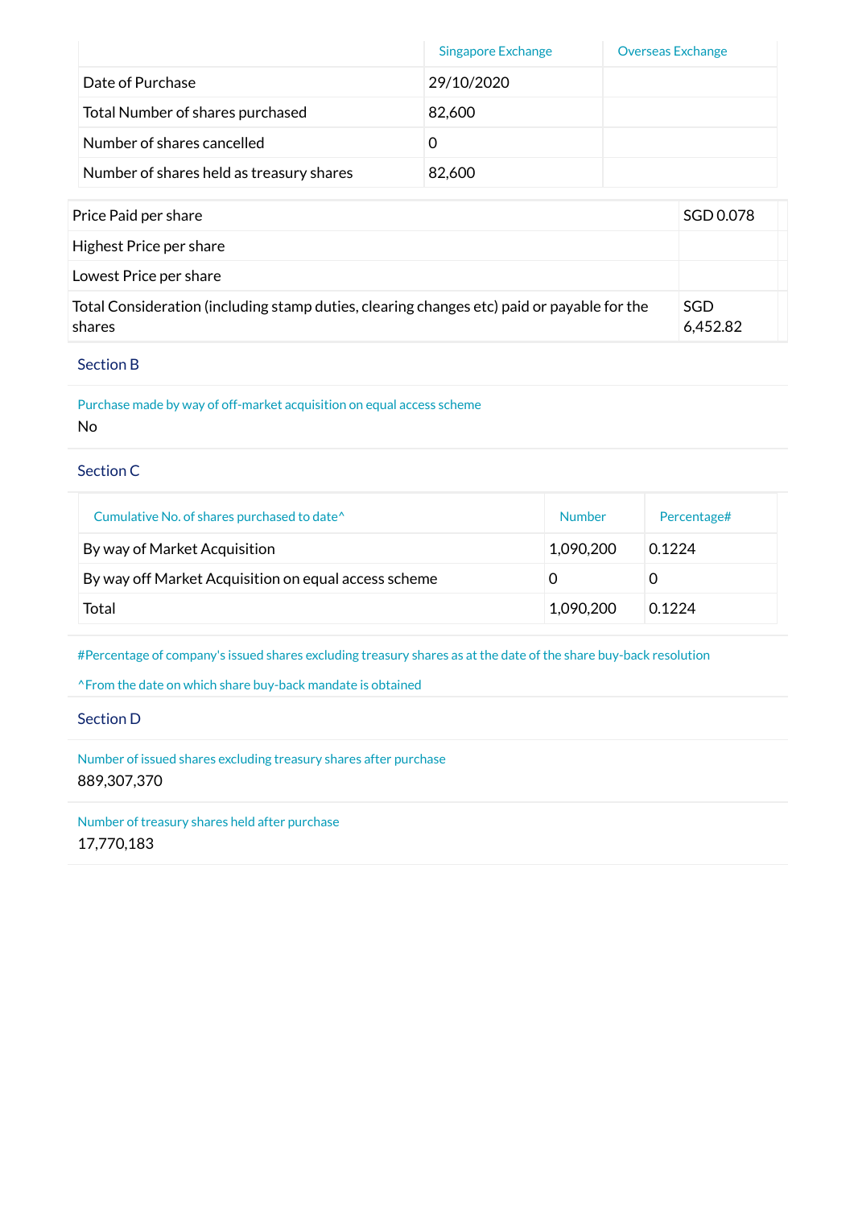| | Singapore Exchange | Overseas Exchange |
|---|---|---|
| Date of Purchase | 29/10/2020 | |
| Total Number of shares purchased | 82,600 | |
| Number of shares cancelled | 0 | |
| Number of shares held as treasury shares | 82,600 | |

| | |
|---|---|
| Price Paid per share | SGD 0.078 |
| Highest Price per share | |
| Lowest Price per share | |
| Total Consideration (including stamp duties, clearing changes etc) paid or payable for the shares | SGD 6,452.82 |

## Section B

Purchase made by way of off-market acquisition on equal access scheme

No

## Section C

| Cumulative No. of shares purchased to date^ | Number | Percentage# |
|---|---|---|
| By way of Market Acquisition | 1,090,200 | 0.1224 |
| By way off Market Acquisition on equal access scheme | 0 | 0 |
| Total | 1,090,200 | 0.1224 |

#Percentage of company's issued shares excluding treasury shares as at the date of the share buy-back resolution

^From the date on which share buy-back mandate is obtained

## Section D

Number of issued shares excluding treasury shares after purchase

889,307,370

Number of treasury shares held after purchase

17,770,183